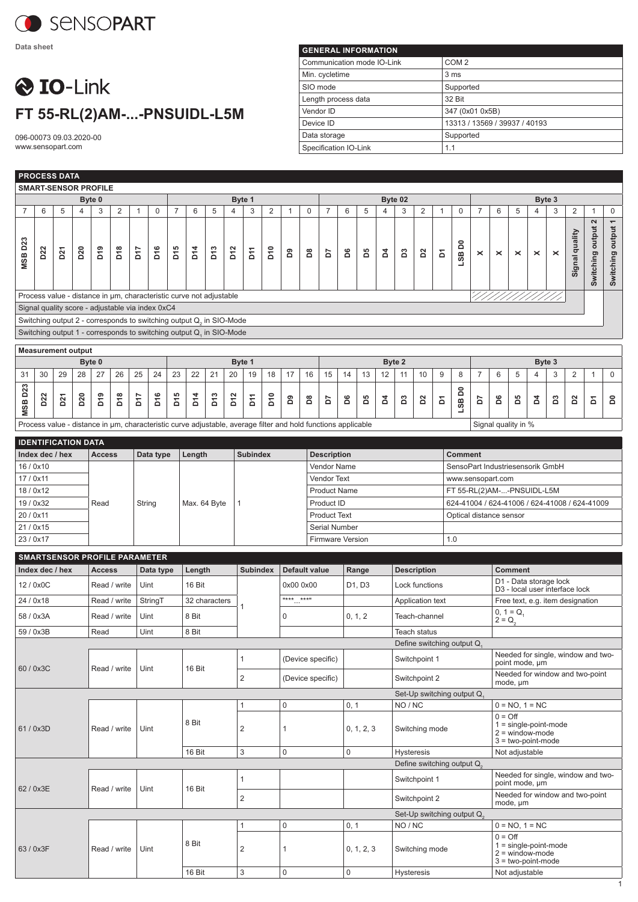Data sheet

# IO-Link

## FT 55-RL(2)AM-...-PNSUIDL-L5M

096-00073 09.03.2020-00
www.sensopart.com

| GENERAL INFORMATION | |
|---|---|
| Communication mode IO-Link | COM 2 |
| Min. cycletime | 3 ms |
| SIO mode | Supported |
| Length process data | 32 Bit |
| Vendor ID | 347 (0x01 0x5B) |
| Device ID | 13313 / 13569 / 39937 / 40193 |
| Data storage | Supported |
| Specification IO-Link | 1.1 |

## PROCESS DATA

### SMART-SENSOR PROFILE

| Byte 0 | | | | | | | | Byte 1 | | | | | | | | Byte 02 | | | | | | | | Byte 3 | | | | | | | |
|---|---|---|---|---|---|---|---|---|---|---|---|---|---|---|---|---|---|---|---|---|---|---|---|---|---|---|---|---|---|---|---|
| 7 | 6 | 5 | 4 | 3 | 2 | 1 | 0 | 7 | 6 | 5 | 4 | 3 | 2 | 1 | 0 | 7 | 6 | 5 | 4 | 3 | 2 | 1 | 0 | 7 | 6 | 5 | 4 | 3 | 2 | 1 | 0 |
| MSB D23 | D22 | D21 | D20 | D19 | D18 | D17 | D16 | D15 | D14 | D13 | D12 | D11 | D10 | D9 | D8 | D7 | D6 | D5 | D4 | D3 | D2 | D1 | LSB D0 | x | x | x | x | x | Signal quality | Switching output 2 | Switching output 1 |

- Process value - distance in µm, characteristic curve not adjustable
- Signal quality score - adjustable via index 0xC4
- Switching output 2 - corresponds to switching output $Q_2$ in SIO-Mode
- Switching output 1 - corresponds to switching output $Q_1$ in SIO-Mode

### Measurement output

| Byte 0 | | | | | | | | Byte 1 | | | | | | | | Byte 2 | | | | | | | | Byte 3 | | | | | | | |
|---|---|---|---|---|---|---|---|---|---|---|---|---|---|---|---|---|---|---|---|---|---|---|---|---|---|---|---|---|---|---|---|
| 31 | 30 | 29 | 28 | 27 | 26 | 25 | 24 | 23 | 22 | 21 | 20 | 19 | 18 | 17 | 16 | 15 | 14 | 13 | 12 | 11 | 10 | 9 | 8 | 7 | 6 | 5 | 4 | 3 | 2 | 1 | 0 |
| MSB D23 | D22 | D21 | D20 | D19 | D18 | D17 | D16 | D15 | D14 | D13 | D12 | D11 | D10 | D9 | D8 | D7 | D6 | D5 | D4 | D3 | D2 | D1 | LSB D0 | D7 | D6 | D5 | D4 | D3 | D2 | D1 | D0 |

- Bits 31–8: Process value - distance in µm, characteristic curve adjustable, average filter and hold functions applicable
- Bits 7–0: Signal quality in %

## IDENTIFICATION DATA

| Index dec / hex | Access | Data type | Length | Subindex | Description | Comment |
|---|---|---|---|---|---|---|
| 16 / 0x10 | Read | String | Max. 64 Byte | 1 | Vendor Name | SensoPart Industriesensorik GmbH |
| 17 / 0x11 | | | | | Vendor Text | www.sensopart.com |
| 18 / 0x12 | | | | | Product Name | FT 55-RL(2)AM-...-PNSUIDL-L5M |
| 19 / 0x32 | | | | | Product ID | 624-41004 / 624-41006 / 624-41008 / 624-41009 |
| 20 / 0x11 | | | | | Product Text | Optical distance sensor |
| 21 / 0x15 | | | | | Serial Number | |
| 23 / 0x17 | | | | | Firmware Version | 1.0 |

## SMARTSENSOR PROFILE PARAMETER

| Index dec / hex | Access | Data type | Length | Subindex | Default value | Range | Description | Comment |
|---|---|---|---|---|---|---|---|---|
| 12 / 0x0C | Read / write | Uint | 16 Bit | 1 | 0x00 0x00 | D1, D3 | Lock functions | D1 - Data storage lock<br>D3 - local user interface lock |
| 24 / 0x18 | Read / write | StringT | 32 characters | 1 | "***...***" | | Application text | Free text, e.g. item designation |
| 58 / 0x3A | Read / write | Uint | 8 Bit | 1 | 0 | 0, 1, 2 | Teach-channel | 0, 1 = $Q_1$<br>2 = $Q_2$ |
| 59 / 0x3B | Read | Uint | 8 Bit | 1 | | | Teach status | |
| 60 / 0x3C | | | | | | | Define switching output $Q_1$ | |
| | Read / write | Uint | 16 Bit | 1 | (Device specific) | | Switchpoint 1 | Needed for single, window and two-point mode, µm |
| | | | | 2 | (Device specific) | | Switchpoint 2 | Needed for window and two-point mode, µm |
| 61 / 0x3D | | | | | | | Set-Up switching output $Q_1$ | |
| | Read / write | Uint | 8 Bit | 1 | 0 | 0, 1 | NO / NC | 0 = NO, 1 = NC |
| | | | | 2 | 1 | 0, 1, 2, 3 | Switching mode | 0 = Off<br>1 = single-point-mode<br>2 = window-mode<br>3 = two-point-mode |
| | | | 16 Bit | 3 | 0 | 0 | Hysteresis | Not adjustable |
| 62 / 0x3E | | | | | | | Define switching output $Q_2$ | |
| | Read / write | Uint | 16 Bit | 1 | | | Switchpoint 1 | Needed for single, window and two-point mode, µm |
| | | | | 2 | | | Switchpoint 2 | Needed for window and two-point mode, µm |
| 63 / 0x3F | | | | | | | Set-Up switching output $Q_2$ | |
| | Read / write | Uint | 8 Bit | 1 | 0 | 0, 1 | NO / NC | 0 = NO, 1 = NC |
| | | | | 2 | 1 | 0, 1, 2, 3 | Switching mode | 0 = Off<br>1 = single-point-mode<br>2 = window-mode<br>3 = two-point-mode |
| | | | 16 Bit | 3 | 0 | 0 | Hysteresis | Not adjustable |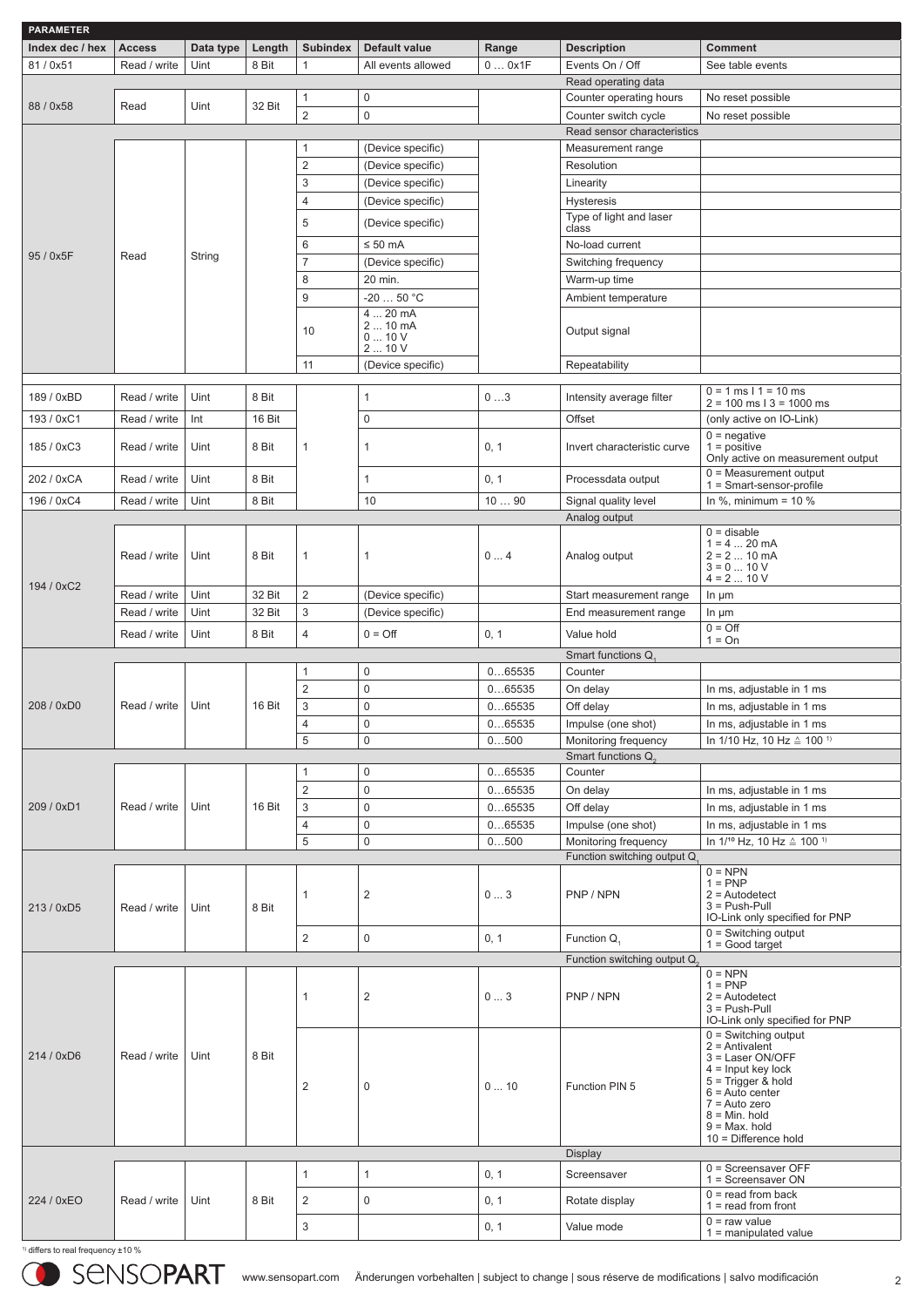| PARAMETER | | | | | | | | |
|---|---|---|---|---|---|---|---|---|
| Index dec / hex | Access | Data type | Length | Subindex | Default value | Range | Description | Comment |
| 81 / 0x51 | Read / write | Uint | 8 Bit | 1 | All events allowed | 0 … 0x1F | Events On / Off | See table events |
| | | | | | | | Read operating data | |
| 88 / 0x58 | Read | Uint | 32 Bit | 1 | 0 | | Counter operating hours | No reset possible |
| | | | | 2 | 0 | | Counter switch cycle | No reset possible |
| | | | | | | | Read sensor characteristics | |
| 95 / 0x5F | Read | String | | 1 | (Device specific) | | Measurement range | |
| | | | | 2 | (Device specific) | | Resolution | |
| | | | | 3 | (Device specific) | | Linearity | |
| | | | | 4 | (Device specific) | | Hysteresis | |
| | | | | 5 | (Device specific) | | Type of light and laser class | |
| | | | | 6 | ≤ 50 mA | | No-load current | |
| | | | | 7 | (Device specific) | | Switching frequency | |
| | | | | 8 | 20 min. | | Warm-up time | |
| | | | | 9 | -20 … 50 °C | | Ambient temperature | |
| | | | | 10 | 4 ... 20 mA<br>2 ... 10 mA<br>0 ... 10 V<br>2 ... 10 V | | Output signal | |
| | | | | 11 | (Device specific) | | Repeatability | |
| 189 / 0xBD | Read / write | Uint | 8 Bit | 1 | 1 | 0 …3 | Intensity average filter | 0 = 1 ms I 1 = 10 ms<br>2 = 100 ms I 3 = 1000 ms |
| 193 / 0xC1 | Read / write | Int | 16 Bit | 1 | 0 | | Offset | (only active on IO-Link) |
| 185 / 0xC3 | Read / write | Uint | 8 Bit | 1 | 1 | 0, 1 | Invert characteristic curve | 0 = negative<br>1 = positive<br>Only active on measurement output |
| 202 / 0xCA | Read / write | Uint | 8 Bit | 1 | 1 | 0, 1 | Processdata output | 0 = Measurement output<br>1 = Smart-sensor-profile |
| 196 / 0xC4 | Read / write | Uint | 8 Bit | 1 | 10 | 10 … 90 | Signal quality level | In %, minimum = 10 % |
| | | | | | | | Analog output | |
| 194 / 0xC2 | Read / write | Uint | 8 Bit | 1 | 1 | 0 ... 4 | Analog output | 0 = disable<br>1 = 4 ... 20 mA<br>2 = 2 ... 10 mA<br>3 = 0 ... 10 V<br>4 = 2 ... 10 V |
| | Read / write | Uint | 32 Bit | 2 | (Device specific) | | Start measurement range | In µm |
| | Read / write | Uint | 32 Bit | 3 | (Device specific) | | End measurement range | In µm |
| | Read / write | Uint | 8 Bit | 4 | 0 = Off | 0, 1 | Value hold | 0 = Off<br>1 = On |
| | | | | | | | Smart functions $Q_1$ | |
| 208 / 0xD0 | Read / write | Uint | 16 Bit | 1 | 0 | 0…65535 | Counter | |
| | | | | 2 | 0 | 0…65535 | On delay | In ms, adjustable in 1 ms |
| | | | | 3 | 0 | 0…65535 | Off delay | In ms, adjustable in 1 ms |
| | | | | 4 | 0 | 0…65535 | Impulse (one shot) | In ms, adjustable in 1 ms |
| | | | | 5 | 0 | 0…500 | Monitoring frequency | In 1/10 Hz, 10 Hz ≙ 100 [1] |
| | | | | | | | Smart functions $Q_2$ | |
| 209 / 0xD1 | Read / write | Uint | 16 Bit | 1 | 0 | 0…65535 | Counter | |
| | | | | 2 | 0 | 0…65535 | On delay | In ms, adjustable in 1 ms |
| | | | | 3 | 0 | 0…65535 | Off delay | In ms, adjustable in 1 ms |
| | | | | 4 | 0 | 0…65535 | Impulse (one shot) | In ms, adjustable in 1 ms |
| | | | | 5 | 0 | 0…500 | Monitoring frequency | In 1/10 Hz, 10 Hz ≙ 100 [1] |
| | | | | | | | Function switching output $Q_1$ | |
| 213 / 0xD5 | Read / write | Uint | 8 Bit | 1 | 2 | 0 ... 3 | PNP / NPN | 0 = NPN<br>1 = PNP<br>2 = Autodetect<br>3 = Push-Pull<br>IO-Link only specified for PNP |
| | | | | 2 | 0 | 0, 1 | Function $Q_1$ | 0 = Switching output<br>1 = Good target |
| | | | | | | | Function switching output $Q_2$ | |
| 214 / 0xD6 | Read / write | Uint | 8 Bit | 1 | 2 | 0 ... 3 | PNP / NPN | 0 = NPN<br>1 = PNP<br>2 = Autodetect<br>3 = Push-Pull<br>IO-Link only specified for PNP |
| | | | | 2 | 0 | 0 ... 10 | Function PIN 5 | 0 = Switching output<br>2 = Antivalent<br>3 = Laser ON/OFF<br>4 = Input key lock<br>5 = Trigger & hold<br>6 = Auto center<br>7 = Auto zero<br>8 = Min. hold<br>9 = Max. hold<br>10 = Difference hold |
| | | | | | | | Display | |
| 224 / 0xEO | Read / write | Uint | 8 Bit | 1 | 1 | 0, 1 | Screensaver | 0 = Screensaver OFF<br>1 = Screensaver ON |
| | | | | 2 | 0 | 0, 1 | Rotate display | 0 = read from back<br>1 = read from front |
| | | | | 3 | | 0, 1 | Value mode | 0 = raw value<br>1 = manipulated value |

[1] differs to real frequency ±10 %

www.sensopart.com Änderungen vorbehalten | subject to change | sous réserve de modifications | salvo modificación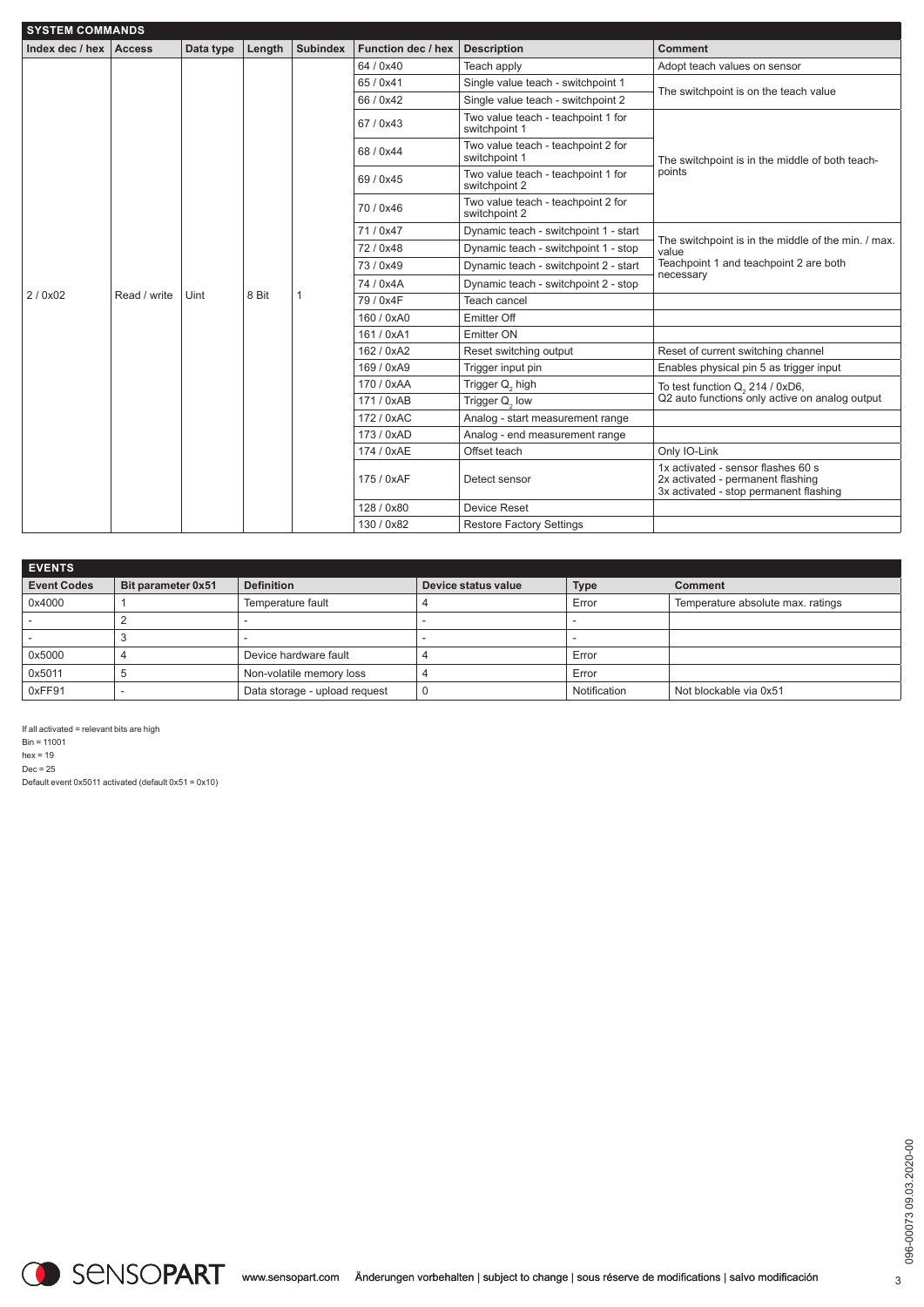## SYSTEM COMMANDS

| Index dec / hex | Access | Data type | Length | Subindex | Function dec / hex | Description | Comment |
|---|---|---|---|---|---|---|---|
| 2 / 0x02 | Read / write | Uint | 8 Bit | 1 | 64 / 0x40 | Teach apply | Adopt teach values on sensor |
| | | | | | 65 / 0x41 | Single value teach - switchpoint 1 | The switchpoint is on the teach value |
| | | | | | 66 / 0x42 | Single value teach - switchpoint 2 | |
| | | | | | 67 / 0x43 | Two value teach - teachpoint 1 for switchpoint 1 | The switchpoint is in the middle of both teach-points |
| | | | | | 68 / 0x44 | Two value teach - teachpoint 2 for switchpoint 1 | |
| | | | | | 69 / 0x45 | Two value teach - teachpoint 1 for switchpoint 2 | |
| | | | | | 70 / 0x46 | Two value teach - teachpoint 2 for switchpoint 2 | |
| | | | | | 71 / 0x47 | Dynamic teach - switchpoint 1 - start | The switchpoint is in the middle of the min. / max. value<br>Teachpoint 1 and teachpoint 2 are both necessary |
| | | | | | 72 / 0x48 | Dynamic teach - switchpoint 1 - stop | |
| | | | | | 73 / 0x49 | Dynamic teach - switchpoint 2 - start | |
| | | | | | 74 / 0x4A | Dynamic teach - switchpoint 2 - stop | |
| | | | | | 79 / 0x4F | Teach cancel | |
| | | | | | 160 / 0xA0 | Emitter Off | |
| | | | | | 161 / 0xA1 | Emitter ON | |
| | | | | | 162 / 0xA2 | Reset switching output | Reset of current switching channel |
| | | | | | 169 / 0xA9 | Trigger input pin | Enables physical pin 5 as trigger input |
| | | | | | 170 / 0xAA | Trigger $Q_2$ high | To test function $Q_2$ 214 / 0xD6, Q2 auto functions only active on analog output |
| | | | | | 171 / 0xAB | Trigger $Q_2$ low | |
| | | | | | 172 / 0xAC | Analog - start measurement range | |
| | | | | | 173 / 0xAD | Analog - end measurement range | |
| | | | | | 174 / 0xAE | Offset teach | Only IO-Link |
| | | | | | 175 / 0xAF | Detect sensor | 1x activated - sensor flashes 60 s<br>2x activated - permanent flashing<br>3x activated - stop permanent flashing |
| | | | | | 128 / 0x80 | Device Reset | |
| | | | | | 130 / 0x82 | Restore Factory Settings | |

## EVENTS

| Event Codes | Bit parameter 0x51 | Definition | Device status value | Type | Comment |
|---|---|---|---|---|---|
| 0x4000 | 1 | Temperature fault | 4 | Error | Temperature absolute max. ratings |
| - | 2 | - | - | - | |
| - | 3 | - | - | - | |
| 0x5000 | 4 | Device hardware fault | 4 | Error | |
| 0x5011 | 5 | Non-volatile memory loss | 4 | Error | |
| 0xFF91 | - | Data storage - upload request | 0 | Notification | Not blockable via 0x51 |

If all activated = relevant bits are high
Bin = 11001
hex = 19
Dec = 25
Default event 0x5011 activated (default 0x51 = 0x10)

096-00073 09.03.2020-00

www.sensopart.com Änderungen vorbehalten | subject to change | sous réserve de modifications | salvo modificación